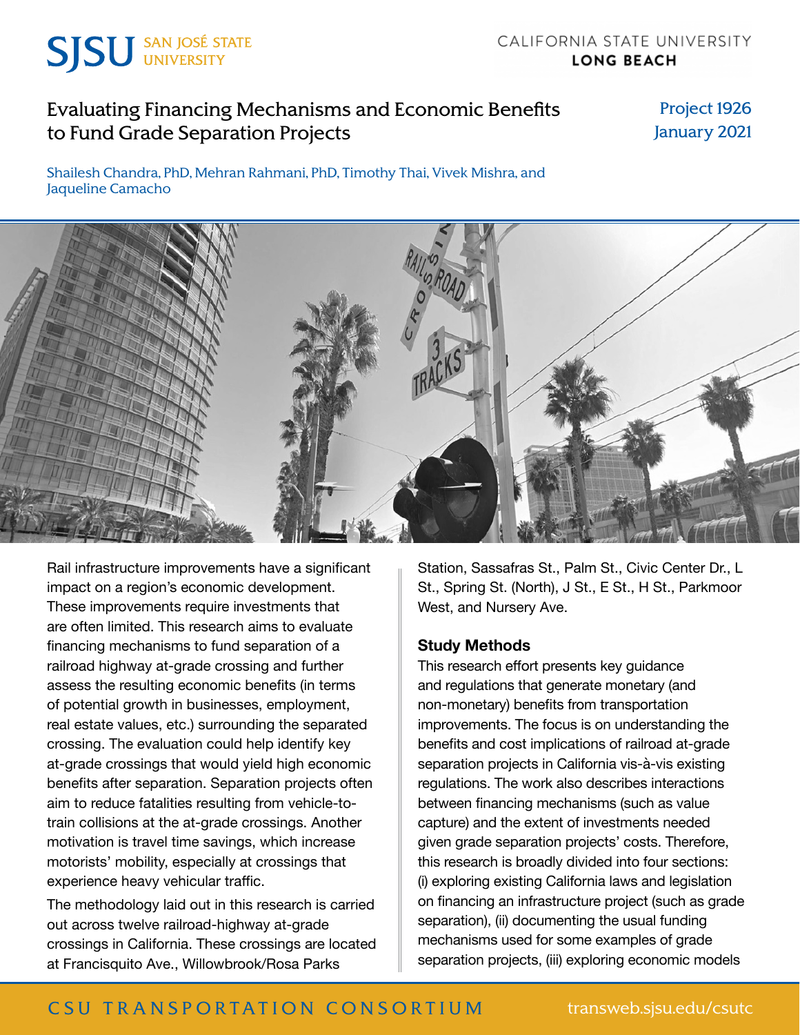SJSU SAN JOSÉ STATE UNIVERSITY

CALIFORNIA STATE UNIVERSITY LONG BEACH

# Evaluating Financing Mechanisms and Economic Benefits to Fund Grade Separation Projects

Project 1926
January 2021

Shailesh Chandra, PhD, Mehran Rahmani, PhD, Timothy Thai, Vivek Mishra, and Jaqueline Camacho

Rail infrastructure improvements have a significant impact on a region's economic development. These improvements require investments that are often limited. This research aims to evaluate financing mechanisms to fund separation of a railroad highway at-grade crossing and further assess the resulting economic benefits (in terms of potential growth in businesses, employment, real estate values, etc.) surrounding the separated crossing. The evaluation could help identify key at-grade crossings that would yield high economic benefits after separation. Separation projects often aim to reduce fatalities resulting from vehicle-to-train collisions at the at-grade crossings. Another motivation is travel time savings, which increase motorists' mobility, especially at crossings that experience heavy vehicular traffic.

The methodology laid out in this research is carried out across twelve railroad-highway at-grade crossings in California. These crossings are located at Francisquito Ave., Willowbrook/Rosa Parks Station, Sassafras St., Palm St., Civic Center Dr., L St., Spring St. (North), J St., E St., H St., Parkmoor West, and Nursery Ave.

## Study Methods

This research effort presents key guidance and regulations that generate monetary (and non-monetary) benefits from transportation improvements. The focus is on understanding the benefits and cost implications of railroad at-grade separation projects in California vis-à-vis existing regulations. The work also describes interactions between financing mechanisms (such as value capture) and the extent of investments needed given grade separation projects' costs. Therefore, this research is broadly divided into four sections: (i) exploring existing California laws and legislation on financing an infrastructure project (such as grade separation), (ii) documenting the usual funding mechanisms used for some examples of grade separation projects, (iii) exploring economic models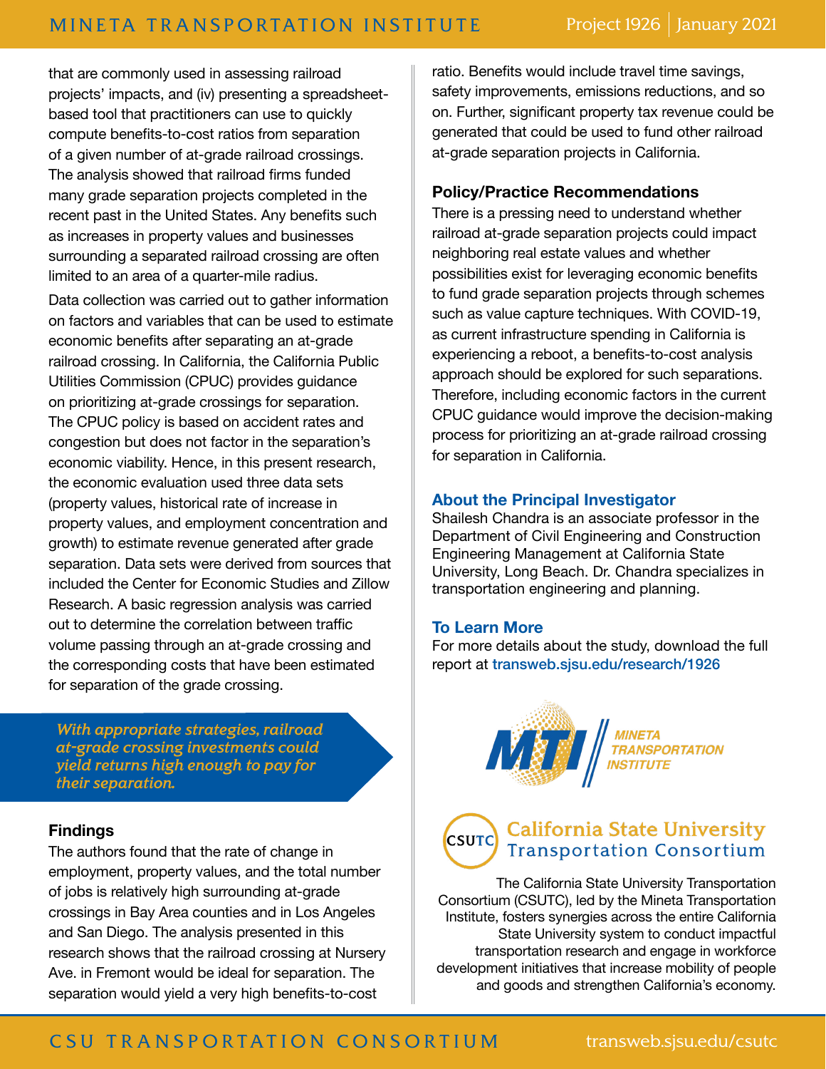that are commonly used in assessing railroad projects' impacts, and (iv) presenting a spreadsheet-based tool that practitioners can use to quickly compute benefits-to-cost ratios from separation of a given number of at-grade railroad crossings. The analysis showed that railroad firms funded many grade separation projects completed in the recent past in the United States. Any benefits such as increases in property values and businesses surrounding a separated railroad crossing are often limited to an area of a quarter-mile radius.

Data collection was carried out to gather information on factors and variables that can be used to estimate economic benefits after separating an at-grade railroad crossing. In California, the California Public Utilities Commission (CPUC) provides guidance on prioritizing at-grade crossings for separation. The CPUC policy is based on accident rates and congestion but does not factor in the separation's economic viability. Hence, in this present research, the economic evaluation used three data sets (property values, historical rate of increase in property values, and employment concentration and growth) to estimate revenue generated after grade separation. Data sets were derived from sources that included the Center for Economic Studies and Zillow Research. A basic regression analysis was carried out to determine the correlation between traffic volume passing through an at-grade crossing and the corresponding costs that have been estimated for separation of the grade crossing.

*With appropriate strategies, railroad at-grade crossing investments could yield returns high enough to pay for their separation.*

### Findings

The authors found that the rate of change in employment, property values, and the total number of jobs is relatively high surrounding at-grade crossings in Bay Area counties and in Los Angeles and San Diego. The analysis presented in this research shows that the railroad crossing at Nursery Ave. in Fremont would be ideal for separation. The separation would yield a very high benefits-to-cost ratio. Benefits would include travel time savings, safety improvements, emissions reductions, and so on. Further, significant property tax revenue could be generated that could be used to fund other railroad at-grade separation projects in California.

### Policy/Practice Recommendations

There is a pressing need to understand whether railroad at-grade separation projects could impact neighboring real estate values and whether possibilities exist for leveraging economic benefits to fund grade separation projects through schemes such as value capture techniques. With COVID-19, as current infrastructure spending in California is experiencing a reboot, a benefits-to-cost analysis approach should be explored for such separations. Therefore, including economic factors in the current CPUC guidance would improve the decision-making process for prioritizing an at-grade railroad crossing for separation in California.

### About the Principal Investigator

Shailesh Chandra is an associate professor in the Department of Civil Engineering and Construction Engineering Management at California State University, Long Beach. Dr. Chandra specializes in transportation engineering and planning.

### To Learn More

For more details about the study, download the full report at transweb.sjsu.edu/research/1926

MINETA TRANSPORTATION INSTITUTE

California State University Transportation Consortium

The California State University Transportation Consortium (CSUTC), led by the Mineta Transportation Institute, fosters synergies across the entire California State University system to conduct impactful transportation research and engage in workforce development initiatives that increase mobility of people and goods and strengthen California's economy.